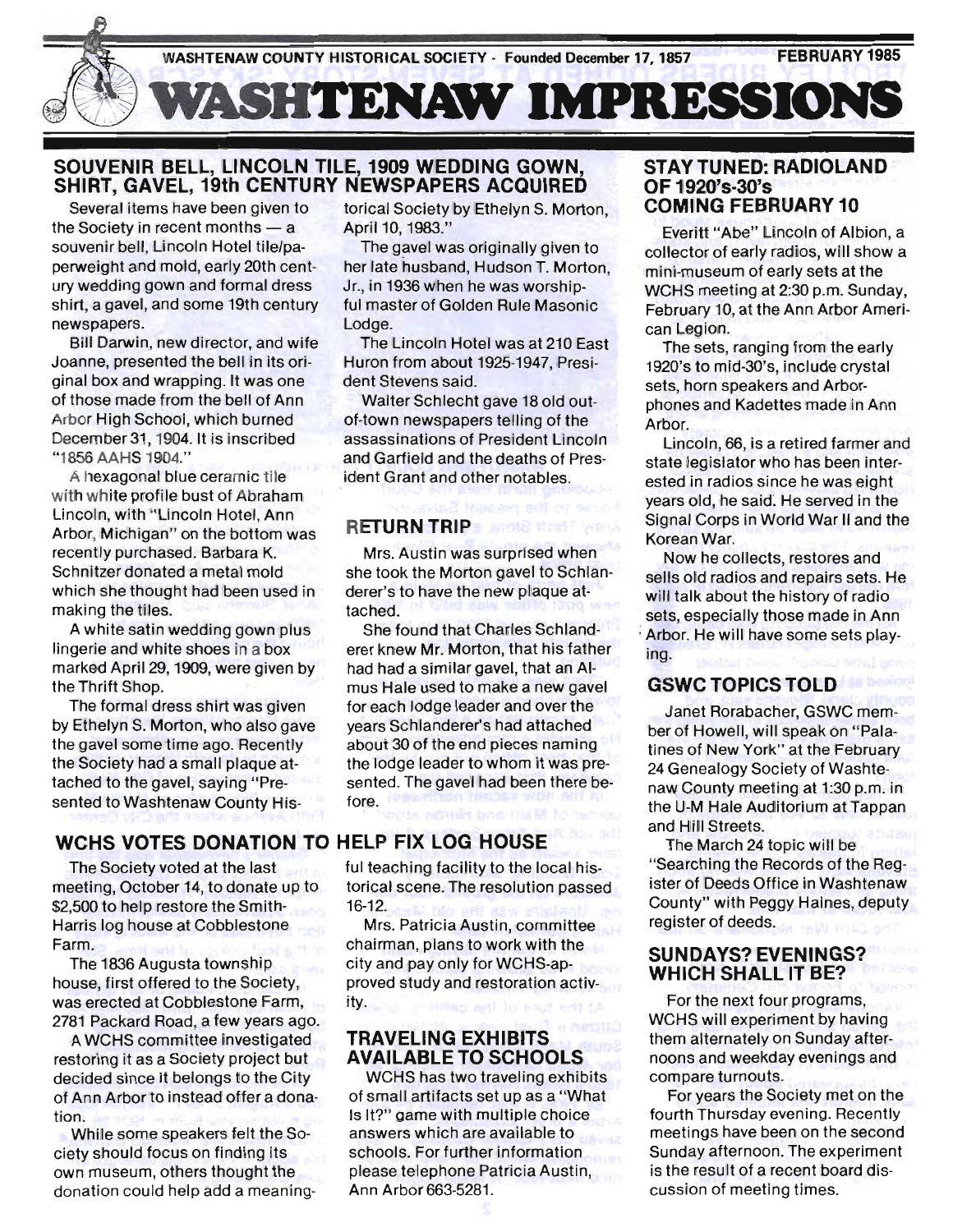WASHTENAW COUNTY HISTORICAL SOCIETY - Founded December 17, 1857 FEBRUARY 1985

# WASHTENAW IMPRESSIONS

## SOUVENIR BELL, LINCOLN TILE, 1909 WEDDING GOWN, SHIRT, GAVEL, 19th CENTURY NEWSPAPERS ACQUIRED

Several items have been given to the Society in recent months — a souvenir bell, Lincoln Hotel tile/paperweight and mold, early 20th century wedding gown and formal dress shirt, a gavel, and some 19th century newspapers.

Bill Darwin, new director, and wife Joanne, presented the bell in its original box and wrapping. It was one of those made from the bell of Ann Arbor High School, which burned December 31, 1904. It is inscribed "1856 AAHS 1904."

A hexagonal blue ceramic tile with white profile bust of Abraham Lincoln, with "Lincoln Hotel, Ann Arbor, Michigan" on the bottom was recently purchased. Barbara K. Schnitzer donated a metal mold which she thought had been used in making the tiles.

A white satin wedding gown plus lingerie and white shoes in a box marked April 29, 1909, were given by the Thrift Shop.

The formal dress shirt was given by Ethelyn S. Morton, who also gave the gavel some time ago. Recently the Society had a small plaque attached to the gavel, saying "Presented to Washtenaw County Historical Society by Ethelyn S. Morton, April 10, 1983."

The gavel was originally given to her late husband, Hudson T. Morton, Jr., in 1936 when he was worshipful master of Golden Rule Masonic Lodge.

The Lincoln Hotel was at 210 East Huron from about 1925-1947, President Stevens said.

Walter Schlecht gave 18 old out-of-town newspapers telling of the assassinations of President Lincoln and Garfield and the deaths of President Grant and other notables.

### RETURN TRIP

Mrs. Austin was surprised when she took the Morton gavel to Schlanderer's to have the new plaque attached.

She found that Charles Schlanderer knew Mr. Morton, that his father had had a similar gavel, that an Almus Hale used to make a new gavel for each lodge leader and over the years Schlanderer's had attached about 30 of the end pieces naming the lodge leader to whom it was presented. The gavel had been there before.

## WCHS VOTES DONATION TO HELP FIX LOG HOUSE

The Society voted at the last meeting, October 14, to donate up to $2,500 to help restore the Smith-Harris log house at Cobblestone Farm.

The 1836 Augusta township house, first offered to the Society, was erected at Cobblestone Farm, 2781 Packard Road, a few years ago.

A WCHS committee investigated restoring it as a Society project but decided since it belongs to the City of Ann Arbor to instead offer a donation.

While some speakers felt the Society should focus on finding its own museum, others thought the donation could help add a meaningful teaching facility to the local historical scene. The resolution passed 16-12.

Mrs. Patricia Austin, committee chairman, plans to work with the city and pay only for WCHS-approved study and restoration activity.

### TRAVELING EXHIBITS AVAILABLE TO SCHOOLS

WCHS has two traveling exhibits of small artifacts set up as a "What Is It?" game with multiple choice answers which are available to schools. For further information please telephone Patricia Austin, Ann Arbor 663-5281.

## STAY TUNED: RADIOLAND OF 1920's-30's COMING FEBRUARY 10

Everitt "Abe" Lincoln of Albion, a collector of early radios, will show a mini-museum of early sets at the WCHS meeting at 2:30 p.m. Sunday, February 10, at the Ann Arbor American Legion.

The sets, ranging from the early 1920's to mid-30's, include crystal sets, horn speakers and Arborphones and Kadettes made in Ann Arbor.

Lincoln, 66, is a retired farmer and state legislator who has been interested in radios since he was eight years old, he said. He served in the Signal Corps in World War II and the Korean War.

Now he collects, restores and sells old radios and repairs sets. He will talk about the history of radio sets, especially those made in Ann Arbor. He will have some sets playing.

## GSWC TOPICS TOLD

Janet Rorabacher, GSWC member of Howell, will speak on "Palatines of New York" at the February 24 Genealogy Society of Washtenaw County meeting at 1:30 p.m. in the U-M Hale Auditorium at Tappan and Hill Streets.

The March 24 topic will be "Searching the Records of the Register of Deeds Office in Washtenaw County" with Peggy Haines, deputy register of deeds.

## SUNDAYS? EVENINGS? WHICH SHALL IT BE?

For the next four programs, WCHS will experiment by having them alternately on Sunday afternoons and weekday evenings and compare turnouts.

For years the Society met on the fourth Thursday evening. Recently meetings have been on the second Sunday afternoon. The experiment is the result of a recent board discussion of meeting times.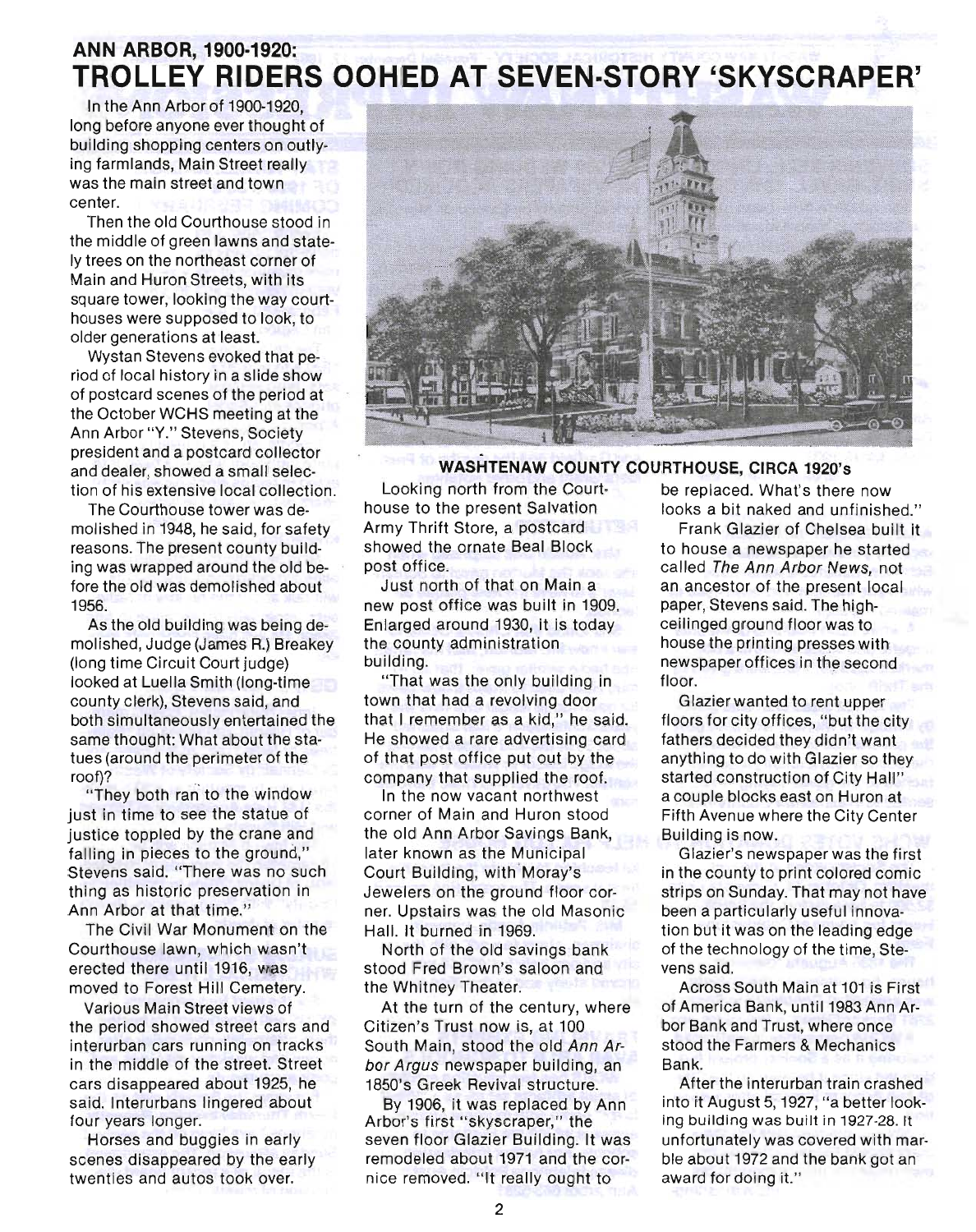## ANN ARBOR, 1900-1920:

# TROLLEY RIDERS OOHED AT SEVEN-STORY 'SKYSCRAPER'

In the Ann Arbor of 1900-1920, long before anyone ever thought of building shopping centers on outlying farmlands, Main Street really was the main street and town center.

Then the old Courthouse stood in the middle of green lawns and stately trees on the northeast corner of Main and Huron Streets, with its square tower, looking the way courthouses were supposed to look, to older generations at least.

Wystan Stevens evoked that period of local history in a slide show of postcard scenes of the period at the October WCHS meeting at the Ann Arbor "Y." Stevens, Society president and a postcard collector and dealer, showed a small selection of his extensive local collection.

The Courthouse tower was demolished in 1948, he said, for safety reasons. The present county building was wrapped around the old before the old was demolished about 1956.

As the old building was being demolished, Judge (James R.) Breakey (long time Circuit Court judge) looked at Luella Smith (long-time county clerk), Stevens said, and both simultaneously entertained the same thought: What about the statues (around the perimeter of the roof)?

"They both ran to the window just in time to see the statue of justice toppled by the crane and falling in pieces to the ground," Stevens said. "There was no such thing as historic preservation in Ann Arbor at that time."

The Civil War Monument on the Courthouse lawn, which wasn't erected there until 1916, was moved to Forest Hill Cemetery.

Various Main Street views of the period showed street cars and interurban cars running on tracks in the middle of the street. Street cars disappeared about 1925, he said. Interurbans lingered about four years longer.

Horses and buggies in early scenes disappeared by the early twenties and autos took over.

**WASHTENAW COUNTY COURTHOUSE, CIRCA 1920's**

Looking north from the Courthouse to the present Salvation Army Thrift Store, a postcard showed the ornate Beal Block post office.

Just north of that on Main a new post office was built in 1909. Enlarged around 1930, it is today the county administration building.

"That was the only building in town that had a revolving door that I remember as a kid," he said. He showed a rare advertising card of that post office put out by the company that supplied the roof.

In the now vacant northwest corner of Main and Huron stood the old Ann Arbor Savings Bank, later known as the Municipal Court Building, with Moray's Jewelers on the ground floor corner. Upstairs was the old Masonic Hall. It burned in 1969.

North of the old savings bank stood Fred Brown's saloon and the Whitney Theater.

At the turn of the century, where Citizen's Trust now is, at 100 South Main, stood the old *Ann Arbor Argus* newspaper building, an 1850's Greek Revival structure.

By 1906, it was replaced by Ann Arbor's first "skyscraper," the seven floor Glazier Building. It was remodeled about 1971 and the cornice removed. "It really ought to be replaced. What's there now looks a bit naked and unfinished."

Frank Glazier of Chelsea built it to house a newspaper he started called *The Ann Arbor News*, not an ancestor of the present local paper, Stevens said. The high-ceilinged ground floor was to house the printing presses with newspaper offices in the second floor.

Glazier wanted to rent upper floors for city offices, "but the city fathers decided they didn't want anything to do with Glazier so they started construction of City Hall" a couple blocks east on Huron at Fifth Avenue where the City Center Building is now.

Glazier's newspaper was the first in the county to print colored comic strips on Sunday. That may not have been a particularly useful innovation but it was on the leading edge of the technology of the time, Stevens said.

Across South Main at 101 is First of America Bank, until 1983 Ann Arbor Bank and Trust, where once stood the Farmers & Mechanics Bank.

After the interurban train crashed into it August 5, 1927, "a better looking building was built in 1927-28. It unfortunately was covered with marble about 1972 and the bank got an award for doing it."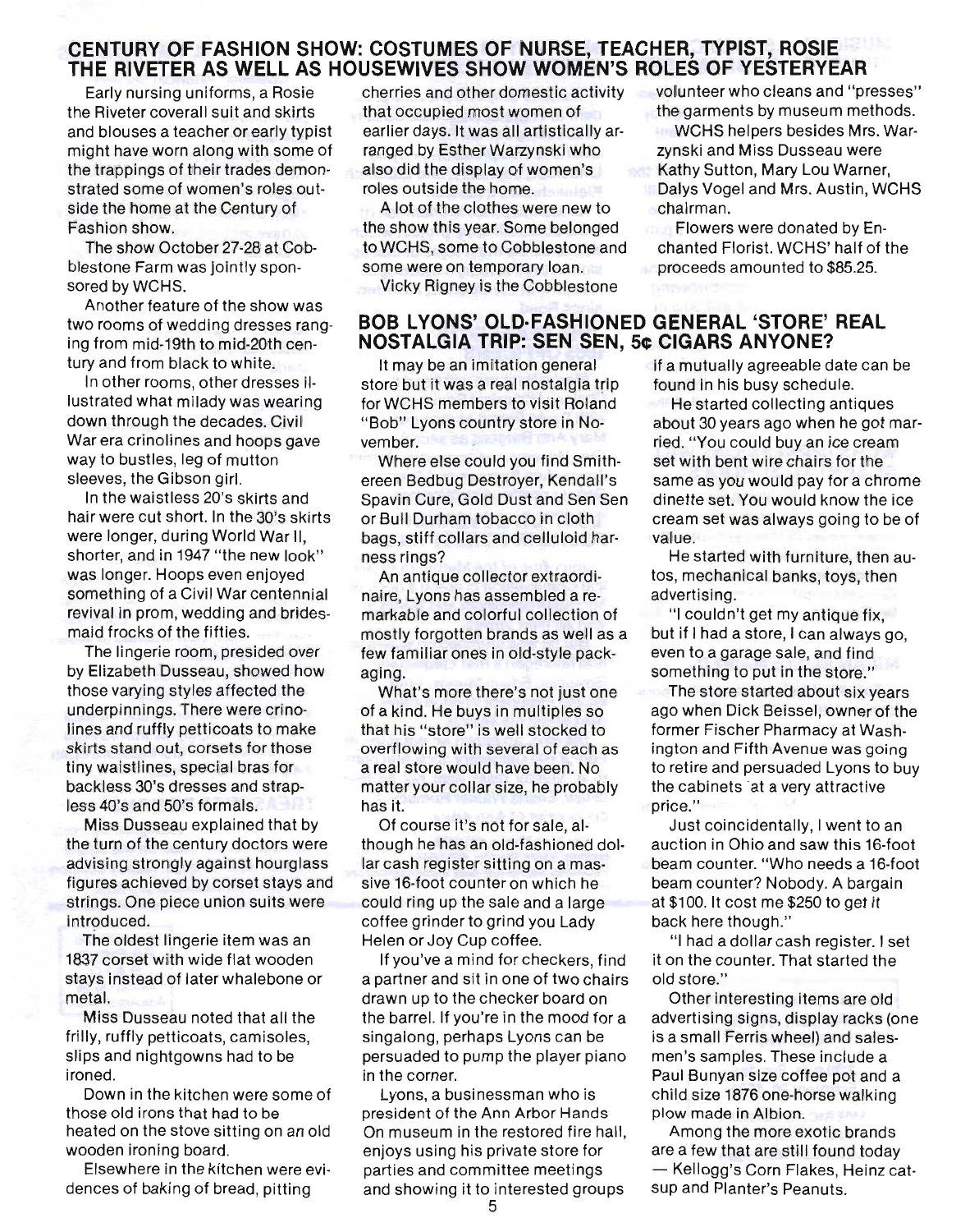## CENTURY OF FASHION SHOW: COSTUMES OF NURSE, TEACHER, TYPIST, ROSIE THE RIVETER AS WELL AS HOUSEWIVES SHOW WOMEN'S ROLES OF YESTERYEAR

Early nursing uniforms, a Rosie the Riveter coverall suit and skirts and blouses a teacher or early typist might have worn along with some of the trappings of their trades demonstrated some of women's roles outside the home at the Century of Fashion show.

The show October 27-28 at Cobblestone Farm was jointly sponsored by WCHS.

Another feature of the show was two rooms of wedding dresses ranging from mid-19th to mid-20th century and from black to white.

In other rooms, other dresses illustrated what milady was wearing down through the decades. Civil War era crinolines and hoops gave way to bustles, leg of mutton sleeves, the Gibson girl.

In the waistless 20's skirts and hair were cut short. In the 30's skirts were longer, during World War II, shorter, and in 1947 "the new look" was longer. Hoops even enjoyed something of a Civil War centennial revival in prom, wedding and bridesmaid frocks of the fifties.

The lingerie room, presided over by Elizabeth Dusseau, showed how those varying styles affected the underpinnings. There were crinolines and ruffly petticoats to make skirts stand out, corsets for those tiny waistlines, special bras for backless 30's dresses and strapless 40's and 50's formals.

Miss Dusseau explained that by the turn of the century doctors were advising strongly against hourglass figures achieved by corset stays and strings. One piece union suits were introduced.

The oldest lingerie item was an 1837 corset with wide flat wooden stays instead of later whalebone or metal.

Miss Dusseau noted that all the frilly, ruffly petticoats, camisoles, slips and nightgowns had to be ironed.

Down in the kitchen were some of those old irons that had to be heated on the stove sitting on an old wooden ironing board.

Elsewhere in the kitchen were evidences of baking of bread, pitting cherries and other domestic activity that occupied most women of earlier days. It was all artistically arranged by Esther Warzynski who also did the display of women's roles outside the home.

A lot of the clothes were new to the show this year. Some belonged to WCHS, some to Cobblestone and some were on temporary loan.

Vicky Rigney is the Cobblestone volunteer who cleans and "presses" the garments by museum methods.

WCHS helpers besides Mrs. Warzynski and Miss Dusseau were Kathy Sutton, Mary Lou Warner, Dalys Vogel and Mrs. Austin, WCHS chairman.

Flowers were donated by Enchanted Florist. WCHS' half of the proceeds amounted to $85.25.

## BOB LYONS' OLD-FASHIONED GENERAL 'STORE' REAL NOSTALGIA TRIP: SEN SEN, 5¢ CIGARS ANYONE?

It may be an imitation general store but it was a real nostalgia trip for WCHS members to visit Roland "Bob" Lyons country store in November.

Where else could you find Smithereen Bedbug Destroyer, Kendall's Spavin Cure, Gold Dust and Sen Sen or Bull Durham tobacco in cloth bags, stiff collars and celluloid harness rings?

An antique collector extraordinaire, Lyons has assembled a remarkable and colorful collection of mostly forgotten brands as well as a few familiar ones in old-style packaging.

What's more there's not just one of a kind. He buys in multiples so that his "store" is well stocked to overflowing with several of each as a real store would have been. No matter your collar size, he probably has it.

Of course it's not for sale, although he has an old-fashioned dollar cash register sitting on a massive 16-foot counter on which he could ring up the sale and a large coffee grinder to grind you Lady Helen or Joy Cup coffee.

If you've a mind for checkers, find a partner and sit in one of two chairs drawn up to the checker board on the barrel. If you're in the mood for a singalong, perhaps Lyons can be persuaded to pump the player piano in the corner.

Lyons, a businessman who is president of the Ann Arbor Hands On museum in the restored fire hall, enjoys using his private store for parties and committee meetings and showing it to interested groups if a mutually agreeable date can be found in his busy schedule.

He started collecting antiques about 30 years ago when he got married. "You could buy an ice cream set with bent wire chairs for the same as you would pay for a chrome dinette set. You would know the ice cream set was always going to be of value.

He started with furniture, then autos, mechanical banks, toys, then advertising.

"I couldn't get my antique fix, but if I had a store, I can always go, even to a garage sale, and find something to put in the store."

The store started about six years ago when Dick Beissel, owner of the former Fischer Pharmacy at Washington and Fifth Avenue was going to retire and persuaded Lyons to buy the cabinets at a very attractive price."

Just coincidentally, I went to an auction in Ohio and saw this 16-foot beam counter. "Who needs a 16-foot beam counter? Nobody. A bargain at $100. It cost me $250 to get it back here though."

"I had a dollar cash register. I set it on the counter. That started the old store."

Other interesting items are old advertising signs, display racks (one is a small Ferris wheel) and salesmen's samples. These include a Paul Bunyan size coffee pot and a child size 1876 one-horse walking plow made in Albion.

Among the more exotic brands are a few that are still found today — Kellogg's Corn Flakes, Heinz catsup and Planter's Peanuts.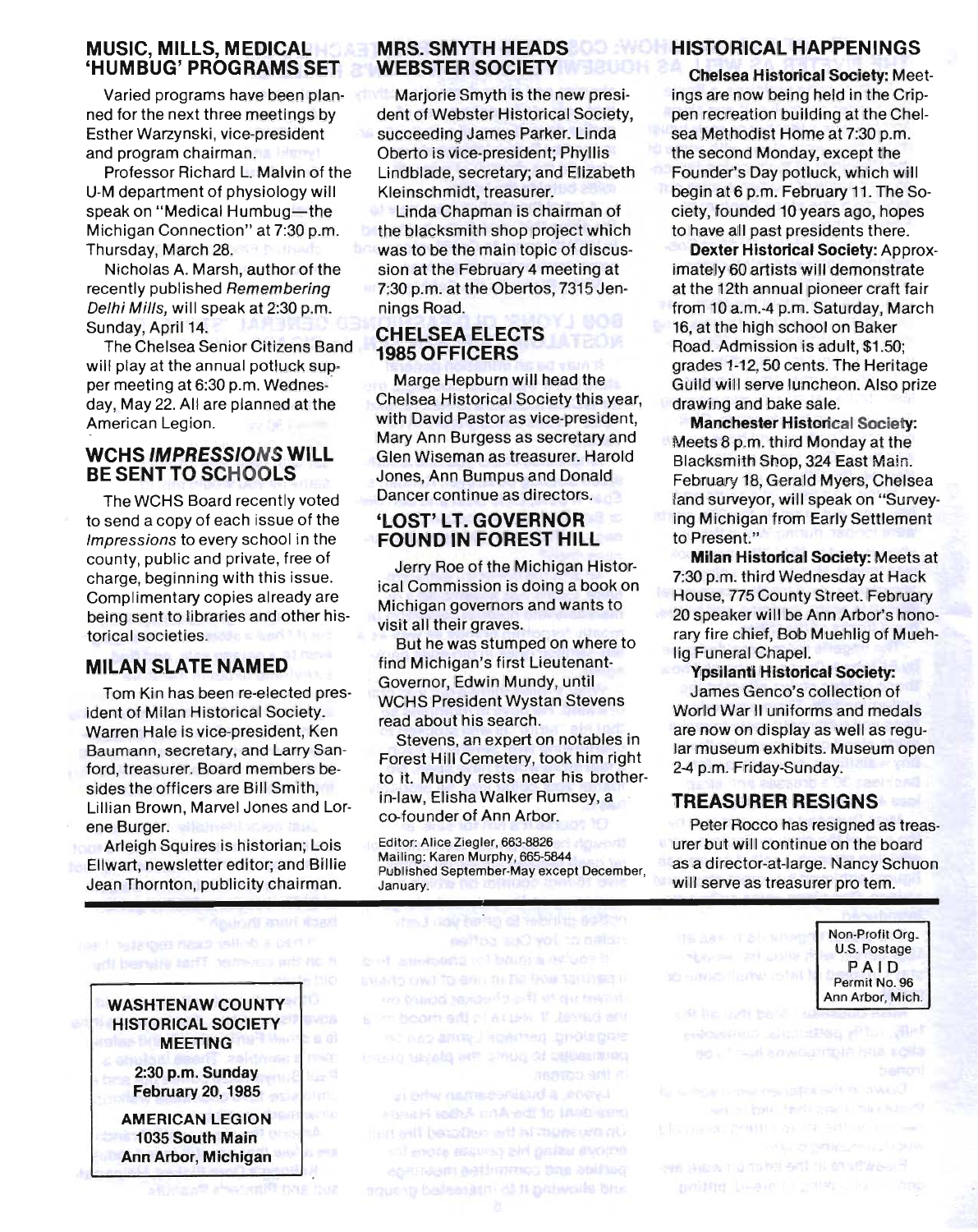## MUSIC, MILLS, MEDICAL 'HUMBUG' PROGRAMS SET

Varied programs have been planned for the next three meetings by Esther Warzynski, vice-president and program chairman.

Professor Richard L. Malvin of the U-M department of physiology will speak on "Medical Humbug—the Michigan Connection" at 7:30 p.m. Thursday, March 28.

Nicholas A. Marsh, author of the recently published *Remembering Delhi Mills,* will speak at 2:30 p.m. Sunday, April 14.

The Chelsea Senior Citizens Band will play at the annual potluck supper meeting at 6:30 p.m. Wednesday, May 22. All are planned at the American Legion.

## WCHS *IMPRESSIONS* WILL BE SENT TO SCHOOLS

The WCHS Board recently voted to send a copy of each issue of the *Impressions* to every school in the county, public and private, free of charge, beginning with this issue. Complimentary copies already are being sent to libraries and other historical societies.

## MILAN SLATE NAMED

Tom Kin has been re-elected president of Milan Historical Society. Warren Hale is vice-president, Ken Baumann, secretary, and Larry Sanford, treasurer. Board members besides the officers are Bill Smith, Lillian Brown, Marvel Jones and Lorene Burger.

Arleigh Squires is historian; Lois Ellwart, newsletter editor; and Billie Jean Thornton, publicity chairman.

## MRS. SMYTH HEADS WEBSTER SOCIETY

Marjorie Smyth is the new president of Webster Historical Society, succeeding James Parker. Linda Oberto is vice-president; Phyllis Lindblade, secretary; and Elizabeth Kleinschmidt, treasurer.

Linda Chapman is chairman of the blacksmith shop project which was to be the main topic of discussion at the February 4 meeting at 7:30 p.m. at the Obertos, 7315 Jennings Road.

## CHELSEA ELECTS 1985 OFFICERS

Marge Hepburn will head the Chelsea Historical Society this year, with David Pastor as vice-president, Mary Ann Burgess as secretary and Glen Wiseman as treasurer. Harold Jones, Ann Bumpus and Donald Dancer continue as directors.

## 'LOST' LT. GOVERNOR FOUND IN FOREST HILL

Jerry Roe of the Michigan Historical Commission is doing a book on Michigan governors and wants to visit all their graves.

But he was stumped on where to find Michigan's first Lieutenant-Governor, Edwin Mundy, until WCHS President Wystan Stevens read about his search.

Stevens, an expert on notables in Forest Hill Cemetery, took him right to it. Mundy rests near his brother-in-law, Elisha Walker Rumsey, a co-founder of Ann Arbor.

Editor: Alice Ziegler, 663-8826
Mailing: Karen Murphy, 665-5844
Published September-May except December, January.

## HISTORICAL HAPPENINGS

**Chelsea Historical Society:** Meetings are now being held in the Crippen recreation building at the Chelsea Methodist Home at 7:30 p.m. the second Monday, except the Founder's Day potluck, which will begin at 6 p.m. February 11. The Society, founded 10 years ago, hopes to have all past presidents there.

**Dexter Historical Society:** Approximately 60 artists will demonstrate at the 12th annual pioneer craft fair from 10 a.m.-4 p.m. Saturday, March 16, at the high school on Baker Road. Admission is adult, $1.50; grades 1-12, 50 cents. The Heritage Guild will serve luncheon. Also prize drawing and bake sale.

**Manchester Historical Society:** Meets 8 p.m. third Monday at the Blacksmith Shop, 324 East Main. February 18, Gerald Myers, Chelsea land surveyor, will speak on "Surveying Michigan from Early Settlement to Present."

**Milan Historical Society:** Meets at 7:30 p.m. third Wednesday at Hack House, 775 County Street. February 20 speaker will be Ann Arbor's honorary fire chief, Bob Muehlig of Muehlig Funeral Chapel.

**Ypsilanti Historical Society:** James Genco's collection of World War II uniforms and medals are now on display as well as regular museum exhibits. Museum open 2-4 p.m. Friday-Sunday.

## TREASURER RESIGNS

Peter Rocco has resigned as treasurer but will continue on the board as a director-at-large. Nancy Schuon will serve as treasurer pro tem.

**WASHTENAW COUNTY HISTORICAL SOCIETY MEETING**

**2:30 p.m. Sunday**
**February 20, 1985**

**AMERICAN LEGION**
**1035 South Main**
**Ann Arbor, Michigan**

Non-Profit Org.
U.S. Postage
PAID
Permit No. 96
Ann Arbor, Mich.